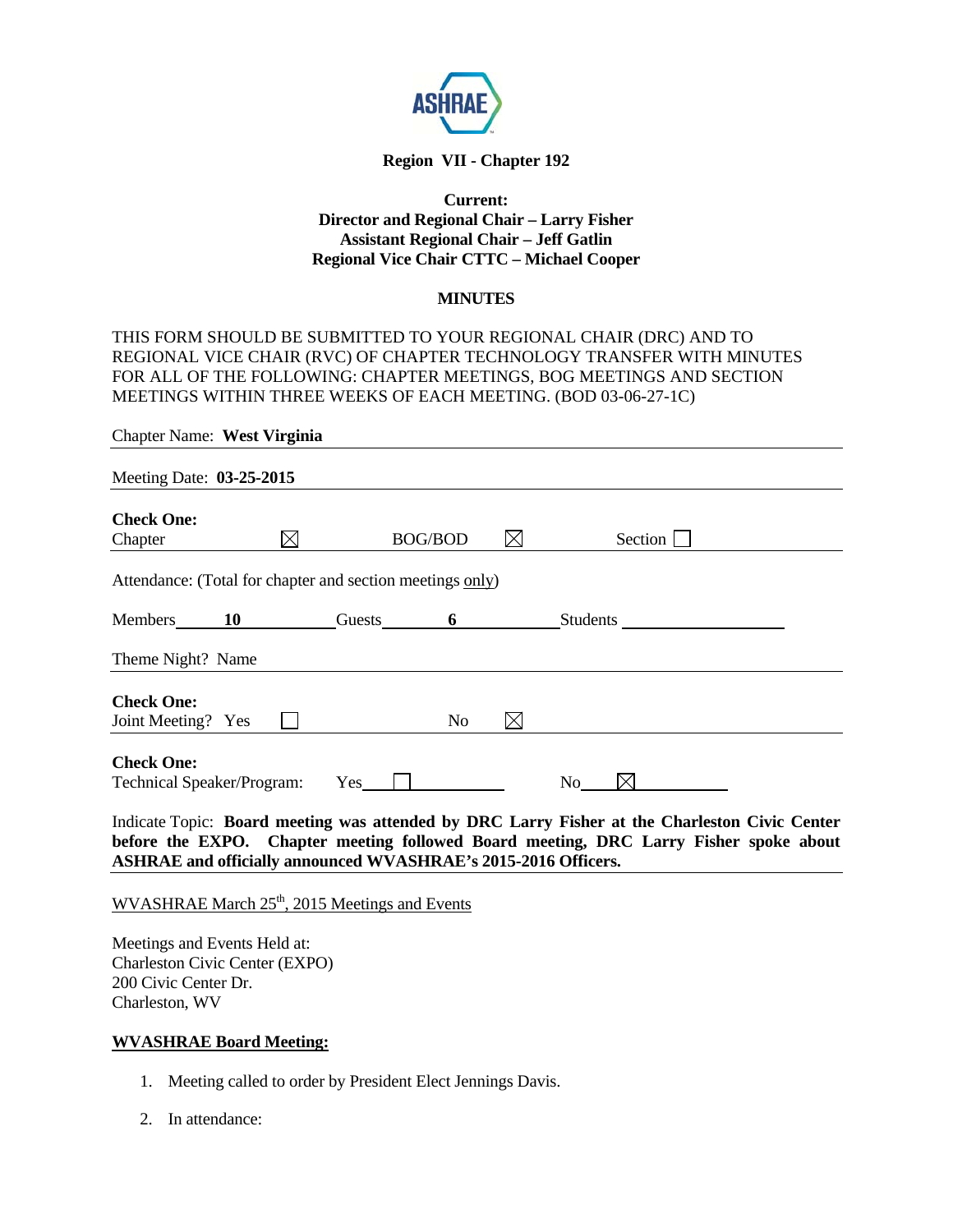**Region VII - Chapter 192**

**Current:**
**Director and Regional Chair – Larry Fisher**
**Assistant Regional Chair – Jeff Gatlin**
**Regional Vice Chair CTTC – Michael Cooper**

**MINUTES**

THIS FORM SHOULD BE SUBMITTED TO YOUR REGIONAL CHAIR (DRC) AND TO REGIONAL VICE CHAIR (RVC) OF CHAPTER TECHNOLOGY TRANSFER WITH MINUTES FOR ALL OF THE FOLLOWING: CHAPTER MEETINGS, BOG MEETINGS AND SECTION MEETINGS WITHIN THREE WEEKS OF EACH MEETING. (BOD 03-06-27-1C)

Chapter Name: **West Virginia**

Meeting Date: **03-25-2015**

**Check One:**
Chapter ☒ BOG/BOD ☒ Section ☐

Attendance: (Total for chapter and section meetings only)

Members **10** Guests **6** Students

Theme Night? Name

**Check One:**
Joint Meeting? Yes ☐ No ☒

**Check One:**
Technical Speaker/Program: Yes ☐ No ☒

Indicate Topic: **Board meeting was attended by DRC Larry Fisher at the Charleston Civic Center before the EXPO. Chapter meeting followed Board meeting, DRC Larry Fisher spoke about ASHRAE and officially announced WVASHRAE's 2015-2016 Officers.**

WVASHRAE March 25th, 2015 Meetings and Events

Meetings and Events Held at:
Charleston Civic Center (EXPO)
200 Civic Center Dr.
Charleston, WV

**WVASHRAE Board Meeting:**

1. Meeting called to order by President Elect Jennings Davis.
2. In attendance: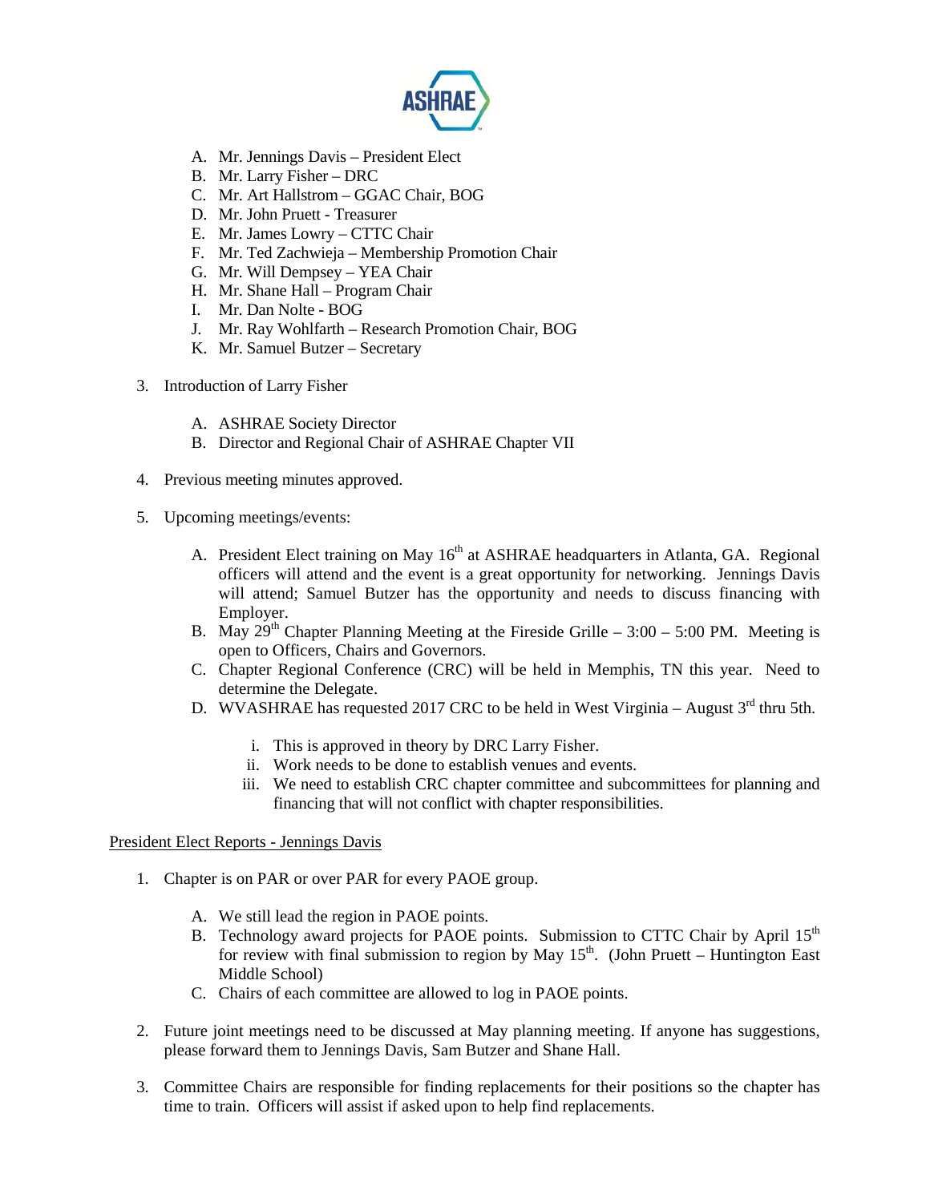A. Mr. Jennings Davis – President Elect
B. Mr. Larry Fisher – DRC
C. Mr. Art Hallstrom – GGAC Chair, BOG
D. Mr. John Pruett - Treasurer
E. Mr. James Lowry – CTTC Chair
F. Mr. Ted Zachwieja – Membership Promotion Chair
G. Mr. Will Dempsey – YEA Chair
H. Mr. Shane Hall – Program Chair
I. Mr. Dan Nolte - BOG
J. Mr. Ray Wohlfarth – Research Promotion Chair, BOG
K. Mr. Samuel Butzer – Secretary

3. Introduction of Larry Fisher

   A. ASHRAE Society Director
   B. Director and Regional Chair of ASHRAE Chapter VII

4. Previous meeting minutes approved.

5. Upcoming meetings/events:

   A. President Elect training on May 16th at ASHRAE headquarters in Atlanta, GA. Regional officers will attend and the event is a great opportunity for networking. Jennings Davis will attend; Samuel Butzer has the opportunity and needs to discuss financing with Employer.
   B. May 29th Chapter Planning Meeting at the Fireside Grille – 3:00 – 5:00 PM. Meeting is open to Officers, Chairs and Governors.
   C. Chapter Regional Conference (CRC) will be held in Memphis, TN this year. Need to determine the Delegate.
   D. WVASHRAE has requested 2017 CRC to be held in West Virginia – August 3rd thru 5th.

      i. This is approved in theory by DRC Larry Fisher.
      ii. Work needs to be done to establish venues and events.
      iii. We need to establish CRC chapter committee and subcommittees for planning and financing that will not conflict with chapter responsibilities.

<u>President Elect Reports - Jennings Davis</u>

1. Chapter is on PAR or over PAR for every PAOE group.

   A. We still lead the region in PAOE points.
   B. Technology award projects for PAOE points. Submission to CTTC Chair by April 15th for review with final submission to region by May 15th. (John Pruett – Huntington East Middle School)
   C. Chairs of each committee are allowed to log in PAOE points.

2. Future joint meetings need to be discussed at May planning meeting. If anyone has suggestions, please forward them to Jennings Davis, Sam Butzer and Shane Hall.

3. Committee Chairs are responsible for finding replacements for their positions so the chapter has time to train. Officers will assist if asked upon to help find replacements.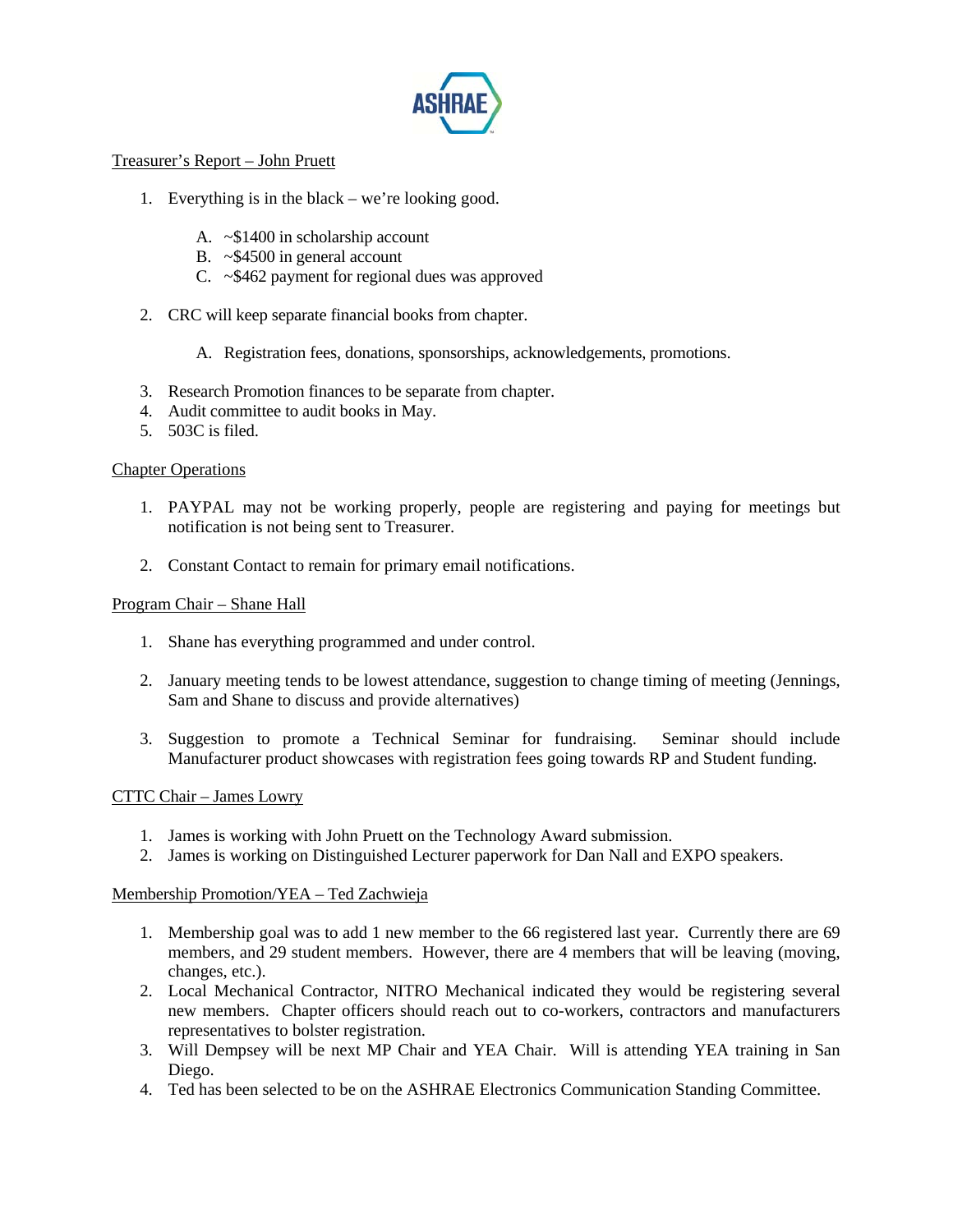ASHRAE

Treasurer's Report – John Pruett

1. Everything is in the black – we're looking good.

    A. ~$1400 in scholarship account
    B. ~$4500 in general account
    C. ~$462 payment for regional dues was approved

2. CRC will keep separate financial books from chapter.

    A. Registration fees, donations, sponsorships, acknowledgements, promotions.

3. Research Promotion finances to be separate from chapter.
4. Audit committee to audit books in May.
5. 503C is filed.

Chapter Operations

1. PAYPAL may not be working properly, people are registering and paying for meetings but notification is not being sent to Treasurer.

2. Constant Contact to remain for primary email notifications.

Program Chair – Shane Hall

1. Shane has everything programmed and under control.

2. January meeting tends to be lowest attendance, suggestion to change timing of meeting (Jennings, Sam and Shane to discuss and provide alternatives)

3. Suggestion to promote a Technical Seminar for fundraising. Seminar should include Manufacturer product showcases with registration fees going towards RP and Student funding.

CTTC Chair – James Lowry

1. James is working with John Pruett on the Technology Award submission.
2. James is working on Distinguished Lecturer paperwork for Dan Nall and EXPO speakers.

Membership Promotion/YEA – Ted Zachwieja

1. Membership goal was to add 1 new member to the 66 registered last year. Currently there are 69 members, and 29 student members. However, there are 4 members that will be leaving (moving, changes, etc.).
2. Local Mechanical Contractor, NITRO Mechanical indicated they would be registering several new members. Chapter officers should reach out to co-workers, contractors and manufacturers representatives to bolster registration.
3. Will Dempsey will be next MP Chair and YEA Chair. Will is attending YEA training in San Diego.
4. Ted has been selected to be on the ASHRAE Electronics Communication Standing Committee.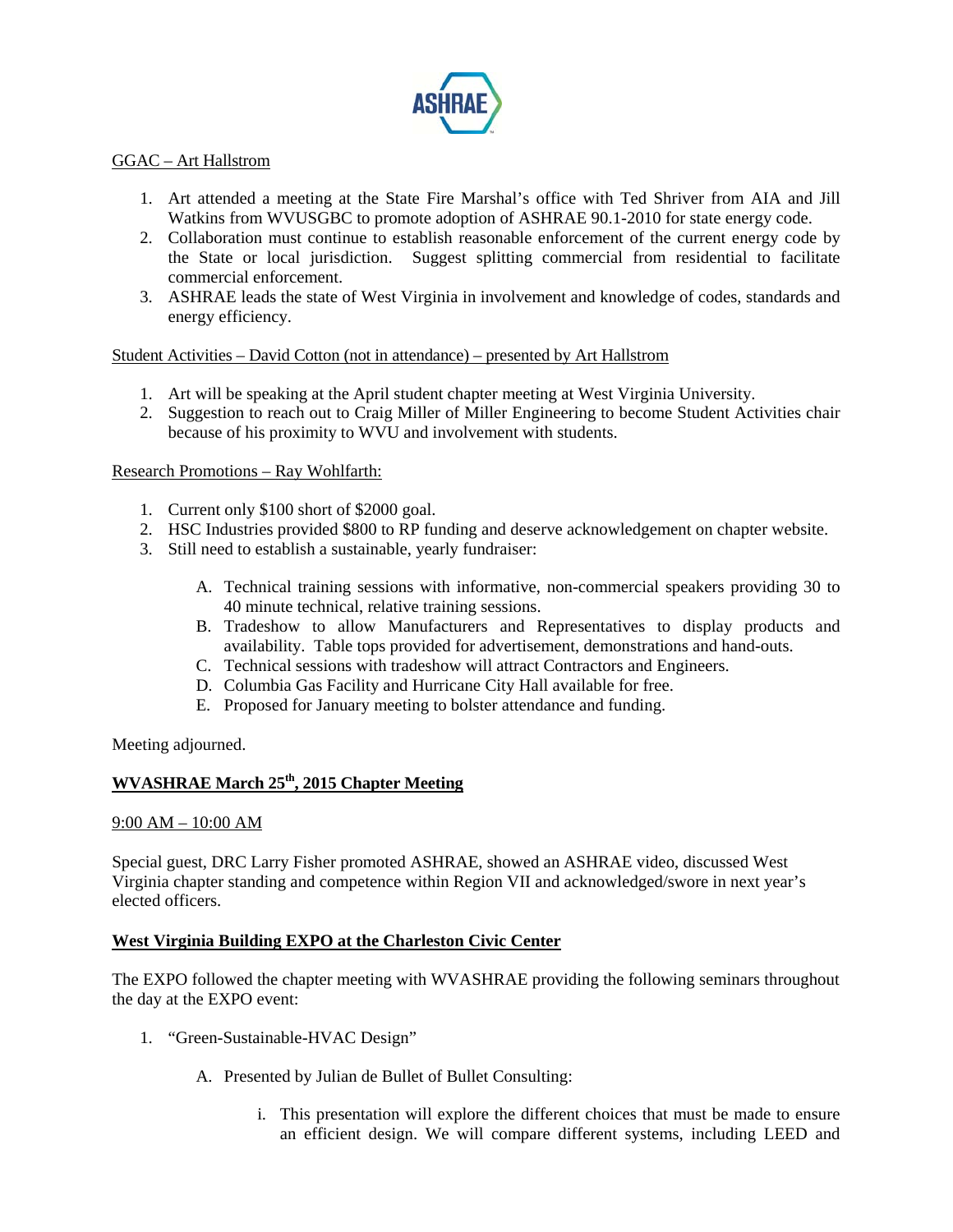GGAC – Art Hallstrom

1. Art attended a meeting at the State Fire Marshal's office with Ted Shriver from AIA and Jill Watkins from WVUSGBC to promote adoption of ASHRAE 90.1-2010 for state energy code.
2. Collaboration must continue to establish reasonable enforcement of the current energy code by the State or local jurisdiction. Suggest splitting commercial from residential to facilitate commercial enforcement.
3. ASHRAE leads the state of West Virginia in involvement and knowledge of codes, standards and energy efficiency.

Student Activities – David Cotton (not in attendance) – presented by Art Hallstrom

1. Art will be speaking at the April student chapter meeting at West Virginia University.
2. Suggestion to reach out to Craig Miller of Miller Engineering to become Student Activities chair because of his proximity to WVU and involvement with students.

Research Promotions – Ray Wohlfarth:

1. Current only $100 short of $2000 goal.
2. HSC Industries provided $800 to RP funding and deserve acknowledgement on chapter website.
3. Still need to establish a sustainable, yearly fundraiser:
   A. Technical training sessions with informative, non-commercial speakers providing 30 to 40 minute technical, relative training sessions.
   B. Tradeshow to allow Manufacturers and Representatives to display products and availability. Table tops provided for advertisement, demonstrations and hand-outs.
   C. Technical sessions with tradeshow will attract Contractors and Engineers.
   D. Columbia Gas Facility and Hurricane City Hall available for free.
   E. Proposed for January meeting to bolster attendance and funding.

Meeting adjourned.

**WVASHRAE March 25th, 2015 Chapter Meeting**

9:00 AM – 10:00 AM

Special guest, DRC Larry Fisher promoted ASHRAE, showed an ASHRAE video, discussed West Virginia chapter standing and competence within Region VII and acknowledged/swore in next year's elected officers.

**West Virginia Building EXPO at the Charleston Civic Center**

The EXPO followed the chapter meeting with WVASHRAE providing the following seminars throughout the day at the EXPO event:

1. "Green-Sustainable-HVAC Design"
   A. Presented by Julian de Bullet of Bullet Consulting:
      i. This presentation will explore the different choices that must be made to ensure an efficient design. We will compare different systems, including LEED and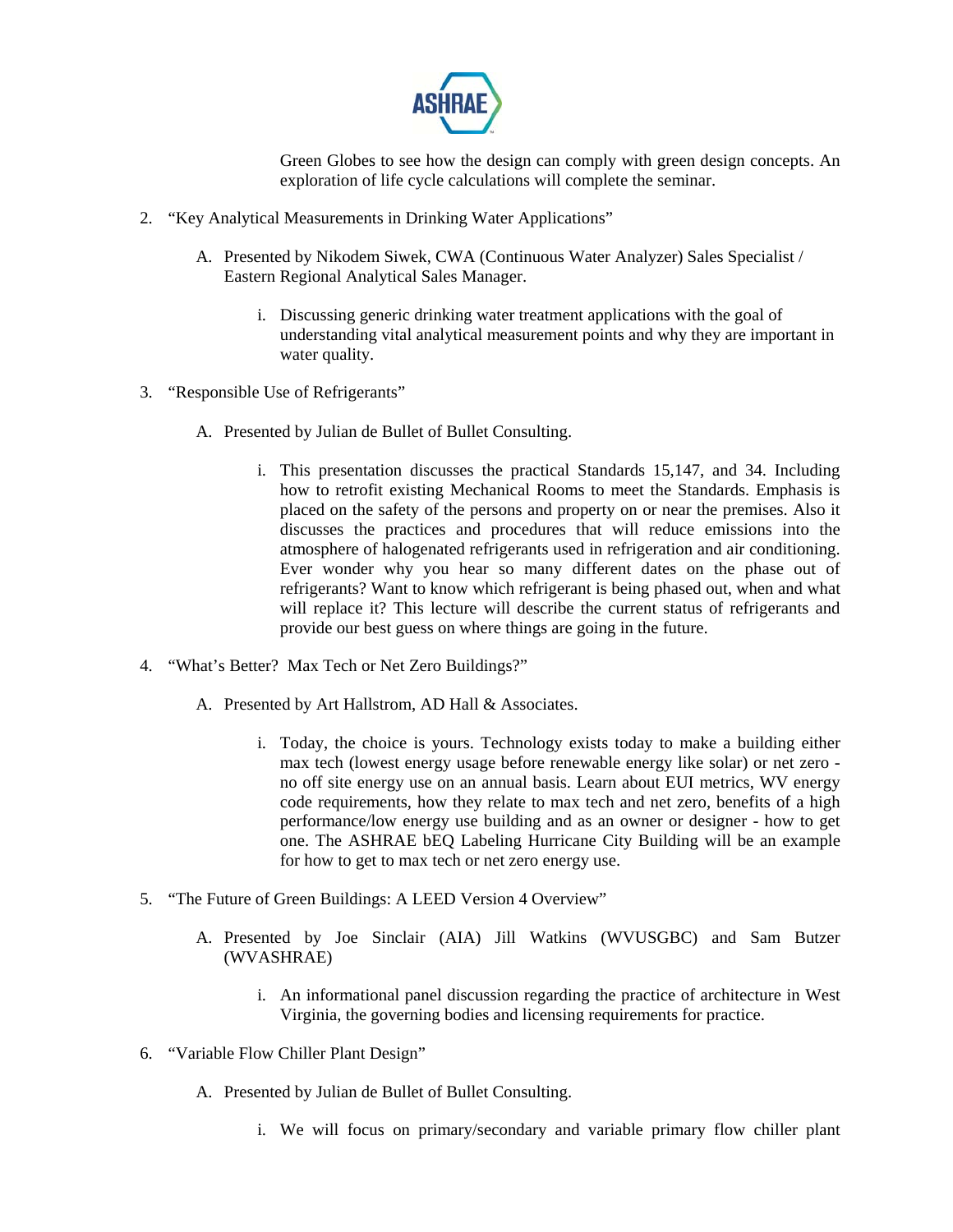Green Globes to see how the design can comply with green design concepts. An exploration of life cycle calculations will complete the seminar.

2. "Key Analytical Measurements in Drinking Water Applications"

   A. Presented by Nikodem Siwek, CWA (Continuous Water Analyzer) Sales Specialist / Eastern Regional Analytical Sales Manager.

      i. Discussing generic drinking water treatment applications with the goal of understanding vital analytical measurement points and why they are important in water quality.

3. "Responsible Use of Refrigerants"

   A. Presented by Julian de Bullet of Bullet Consulting.

      i. This presentation discusses the practical Standards 15,147, and 34. Including how to retrofit existing Mechanical Rooms to meet the Standards. Emphasis is placed on the safety of the persons and property on or near the premises. Also it discusses the practices and procedures that will reduce emissions into the atmosphere of halogenated refrigerants used in refrigeration and air conditioning. Ever wonder why you hear so many different dates on the phase out of refrigerants? Want to know which refrigerant is being phased out, when and what will replace it? This lecture will describe the current status of refrigerants and provide our best guess on where things are going in the future.

4. "What's Better? Max Tech or Net Zero Buildings?"

   A. Presented by Art Hallstrom, AD Hall & Associates.

      i. Today, the choice is yours. Technology exists today to make a building either max tech (lowest energy usage before renewable energy like solar) or net zero - no off site energy use on an annual basis. Learn about EUI metrics, WV energy code requirements, how they relate to max tech and net zero, benefits of a high performance/low energy use building and as an owner or designer - how to get one. The ASHRAE bEQ Labeling Hurricane City Building will be an example for how to get to max tech or net zero energy use.

5. "The Future of Green Buildings: A LEED Version 4 Overview"

   A. Presented by Joe Sinclair (AIA) Jill Watkins (WVUSGBC) and Sam Butzer (WVASHRAE)

      i. An informational panel discussion regarding the practice of architecture in West Virginia, the governing bodies and licensing requirements for practice.

6. "Variable Flow Chiller Plant Design"

   A. Presented by Julian de Bullet of Bullet Consulting.

      i. We will focus on primary/secondary and variable primary flow chiller plant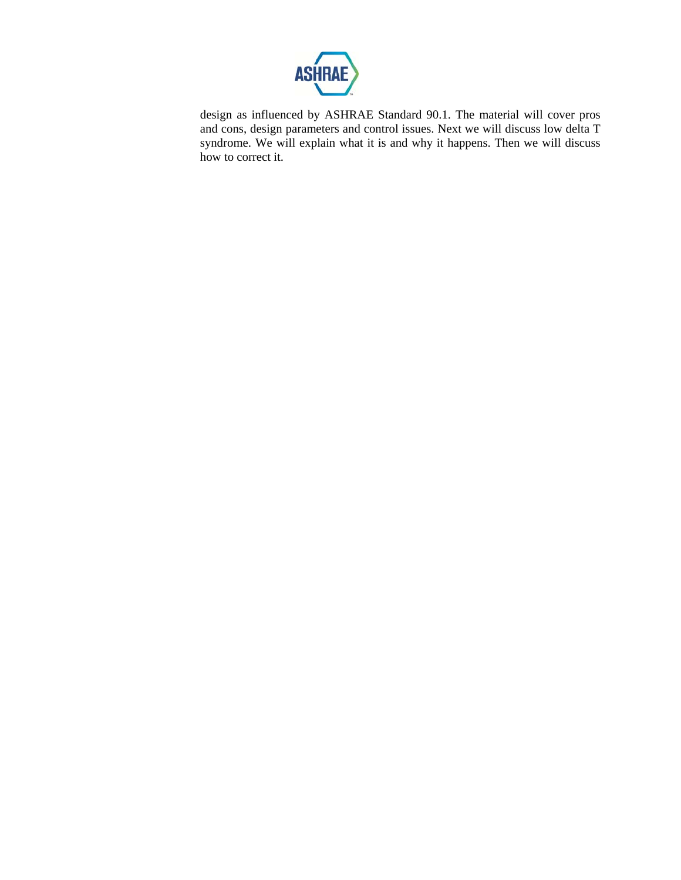design as influenced by ASHRAE Standard 90.1. The material will cover pros and cons, design parameters and control issues. Next we will discuss low delta T syndrome. We will explain what it is and why it happens. Then we will discuss how to correct it.